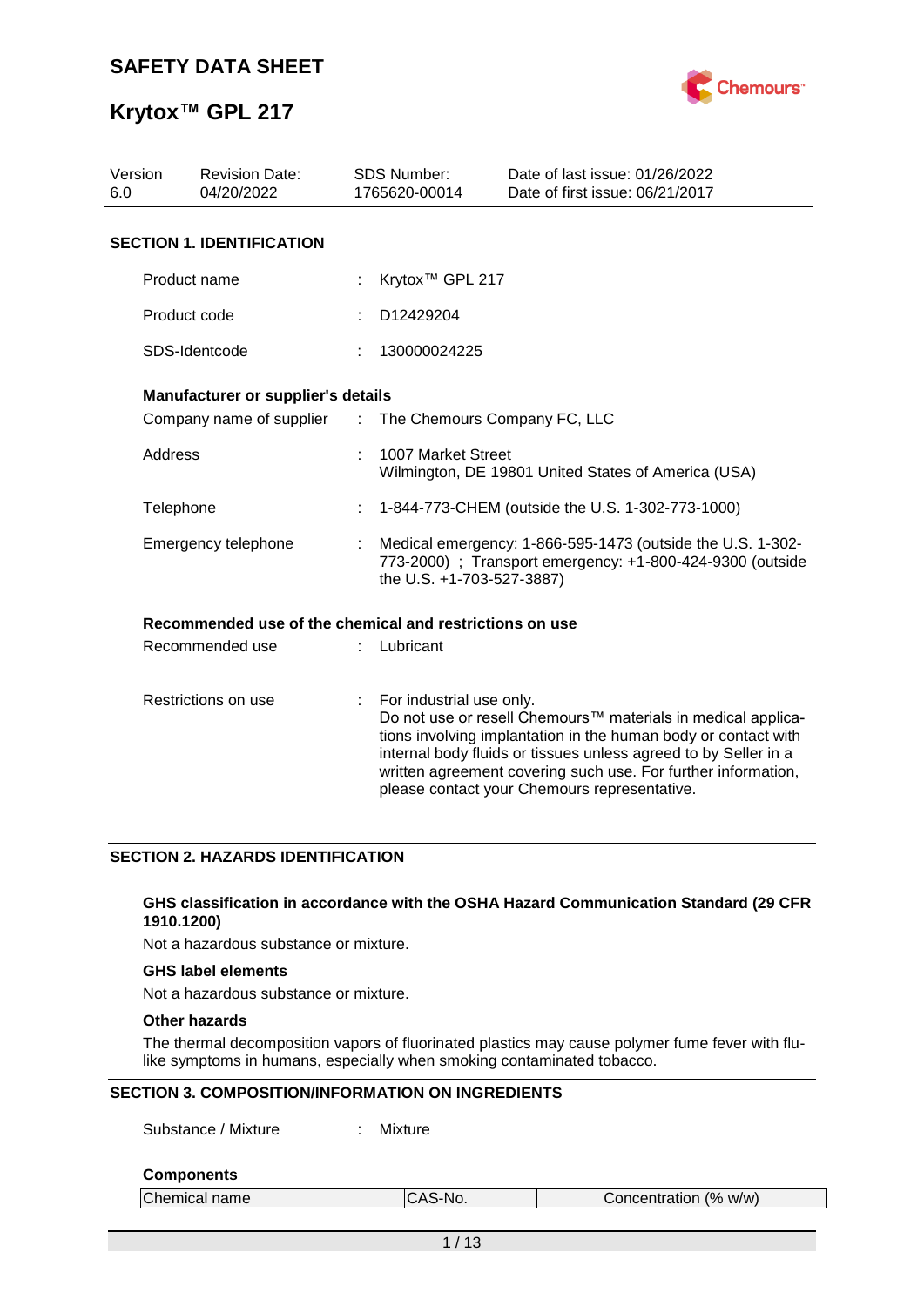# SAFETY DATA SHEET

# Krytox™ GPL 217

| Version | Revision Date: | SDS Number: | Date of last issue: 01/26/2022 |
|---|---|---|---|
| 6.0 | 04/20/2022 | 1765620-00014 | Date of first issue: 06/21/2017 |

## SECTION 1. IDENTIFICATION

Product name : Krytox™ GPL 217

Product code : D12429204

SDS-Identcode : 130000024225

### Manufacturer or supplier's details

Company name of supplier : The Chemours Company FC, LLC

Address : 1007 Market Street
Wilmington, DE 19801 United States of America (USA)

Telephone : 1-844-773-CHEM (outside the U.S. 1-302-773-1000)

Emergency telephone : Medical emergency: 1-866-595-1473 (outside the U.S. 1-302-773-2000) ; Transport emergency: +1-800-424-9300 (outside the U.S. +1-703-527-3887)

### Recommended use of the chemical and restrictions on use

Recommended use : Lubricant

Restrictions on use : For industrial use only.
Do not use or resell Chemours™ materials in medical applications involving implantation in the human body or contact with internal body fluids or tissues unless agreed to by Seller in a written agreement covering such use. For further information, please contact your Chemours representative.

## SECTION 2. HAZARDS IDENTIFICATION

**GHS classification in accordance with the OSHA Hazard Communication Standard (29 CFR 1910.1200)**

Not a hazardous substance or mixture.

**GHS label elements**

Not a hazardous substance or mixture.

**Other hazards**

The thermal decomposition vapors of fluorinated plastics may cause polymer fume fever with flu-like symptoms in humans, especially when smoking contaminated tobacco.

## SECTION 3. COMPOSITION/INFORMATION ON INGREDIENTS

Substance / Mixture : Mixture

**Components**

| Chemical name | CAS-No. | Concentration (% w/w) |
|---|---|---|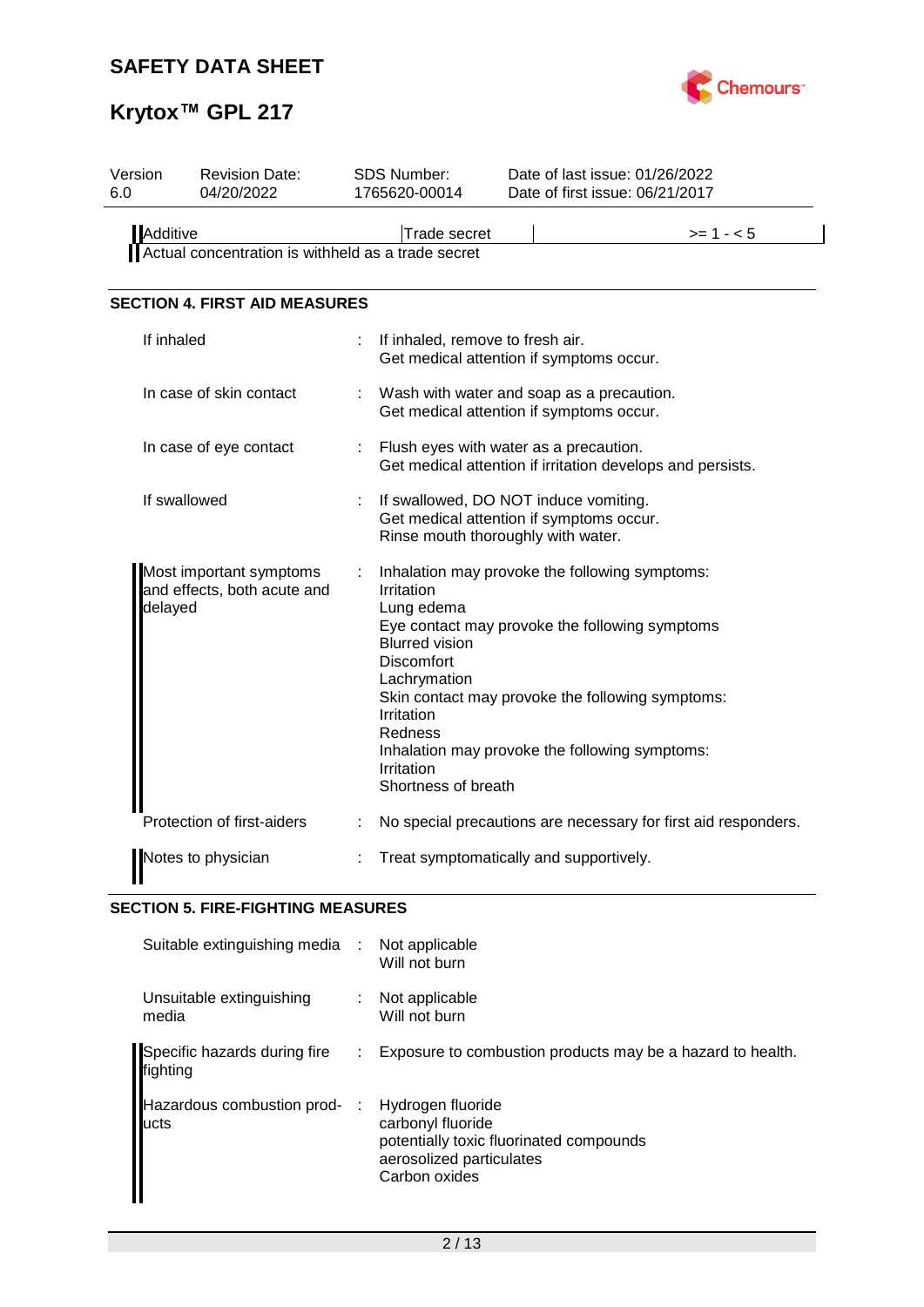| Additive | Trade secret | | >= 1 - < 5 |
|---|---|---|---|

Actual concentration is withheld as a trade secret

## SECTION 4. FIRST AID MEASURES

| | | |
|---|---|---|
| If inhaled | : | If inhaled, remove to fresh air.<br>Get medical attention if symptoms occur. |
| In case of skin contact | : | Wash with water and soap as a precaution.<br>Get medical attention if symptoms occur. |
| In case of eye contact | : | Flush eyes with water as a precaution.<br>Get medical attention if irritation develops and persists. |
| If swallowed | : | If swallowed, DO NOT induce vomiting.<br>Get medical attention if symptoms occur.<br>Rinse mouth thoroughly with water. |
| Most important symptoms and effects, both acute and delayed | : | Inhalation may provoke the following symptoms:<br>Irritation<br>Lung edema<br>Eye contact may provoke the following symptoms<br>Blurred vision<br>Discomfort<br>Lachrymation<br>Skin contact may provoke the following symptoms:<br>Irritation<br>Redness<br>Inhalation may provoke the following symptoms:<br>Irritation<br>Shortness of breath |
| Protection of first-aiders | : | No special precautions are necessary for first aid responders. |
| Notes to physician | : | Treat symptomatically and supportively. |

## SECTION 5. FIRE-FIGHTING MEASURES

| | | |
|---|---|---|
| Suitable extinguishing media | : | Not applicable<br>Will not burn |
| Unsuitable extinguishing media | : | Not applicable<br>Will not burn |
| Specific hazards during fire fighting | : | Exposure to combustion products may be a hazard to health. |
| Hazardous combustion products | : | Hydrogen fluoride<br>carbonyl fluoride<br>potentially toxic fluorinated compounds<br>aerosolized particulates<br>Carbon oxides |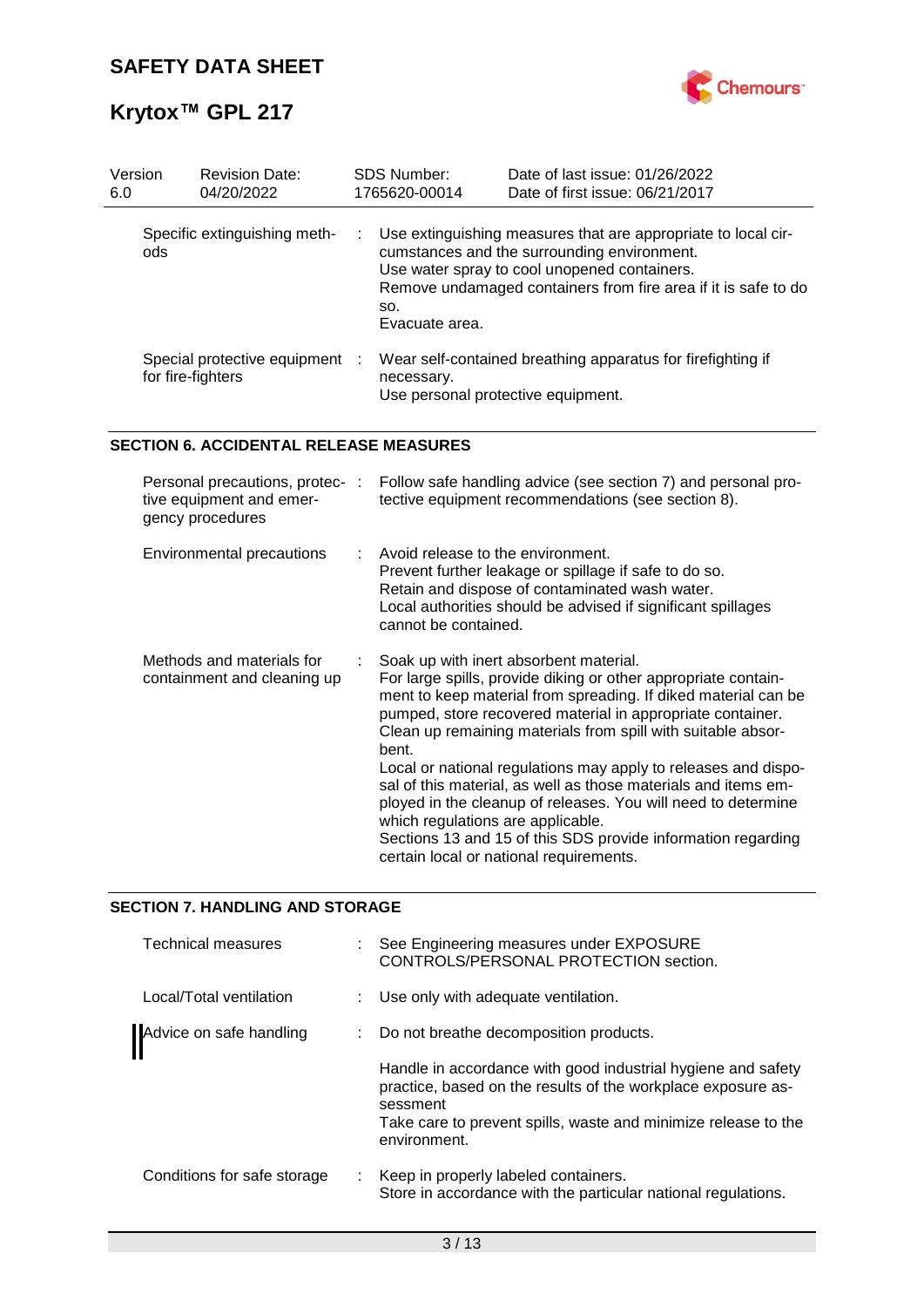| Version | Revision Date: | SDS Number: | Date of last issue: 01/26/2022 |
|---|---|---|---|
| 6.0 | 04/20/2022 | 1765620-00014 | Date of first issue: 06/21/2017 |

| | | |
|---|---|---|
| Specific extinguishing methods | : | Use extinguishing measures that are appropriate to local circumstances and the surrounding environment.<br>Use water spray to cool unopened containers.<br>Remove undamaged containers from fire area if it is safe to do so.<br>Evacuate area. |
| Special protective equipment for fire-fighters | : | Wear self-contained breathing apparatus for firefighting if necessary.<br>Use personal protective equipment. |

## SECTION 6. ACCIDENTAL RELEASE MEASURES

| | | |
|---|---|---|
| Personal precautions, protective equipment and emergency procedures | : | Follow safe handling advice (see section 7) and personal protective equipment recommendations (see section 8). |
| Environmental precautions | : | Avoid release to the environment.<br>Prevent further leakage or spillage if safe to do so.<br>Retain and dispose of contaminated wash water.<br>Local authorities should be advised if significant spillages cannot be contained. |
| Methods and materials for containment and cleaning up | : | Soak up with inert absorbent material.<br>For large spills, provide diking or other appropriate containment to keep material from spreading. If diked material can be pumped, store recovered material in appropriate container.<br>Clean up remaining materials from spill with suitable absorbent.<br>Local or national regulations may apply to releases and disposal of this material, as well as those materials and items employed in the cleanup of releases. You will need to determine which regulations are applicable.<br>Sections 13 and 15 of this SDS provide information regarding certain local or national requirements. |

## SECTION 7. HANDLING AND STORAGE

| | | |
|---|---|---|
| Technical measures | : | See Engineering measures under EXPOSURE CONTROLS/PERSONAL PROTECTION section. |
| Local/Total ventilation | : | Use only with adequate ventilation. |
| Advice on safe handling | : | Do not breathe decomposition products.<br><br>Handle in accordance with good industrial hygiene and safety practice, based on the results of the workplace exposure assessment<br>Take care to prevent spills, waste and minimize release to the environment. |
| Conditions for safe storage | : | Keep in properly labeled containers.<br>Store in accordance with the particular national regulations. |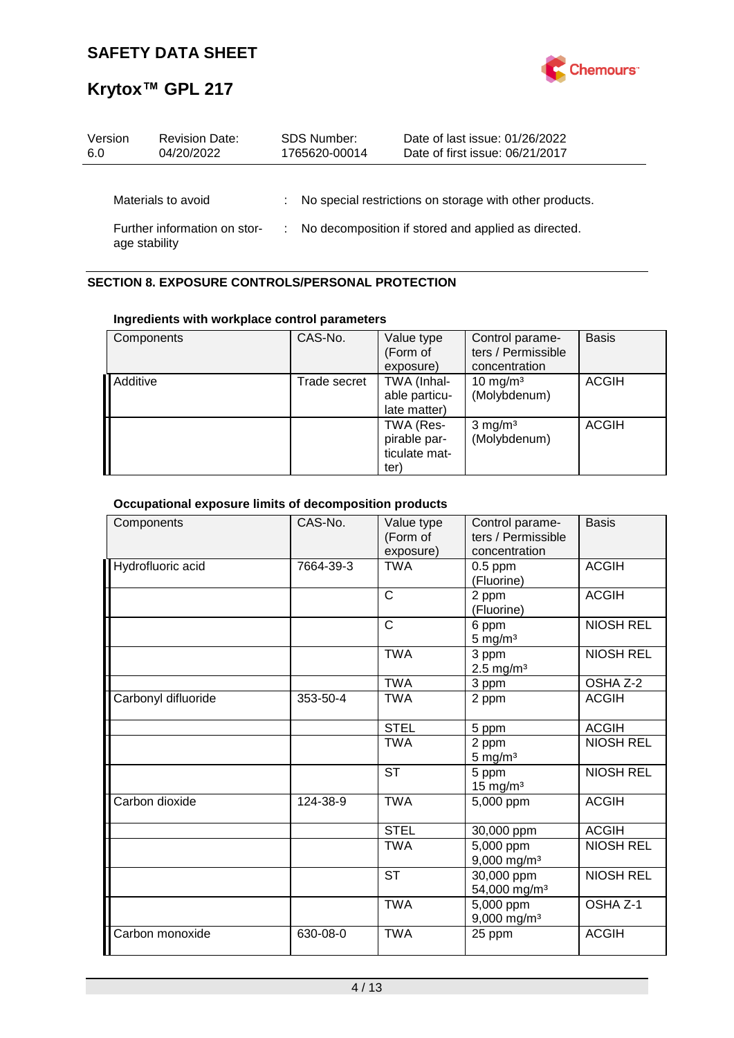| Materials to avoid | : | No special restrictions on storage with other products. |
|---|---|---|
| Further information on storage stability | : | No decomposition if stored and applied as directed. |

## SECTION 8. EXPOSURE CONTROLS/PERSONAL PROTECTION

### Ingredients with workplace control parameters

| Components | CAS-No. | Value type (Form of exposure) | Control parameters / Permissible concentration | Basis |
|---|---|---|---|---|
| Additive | Trade secret | TWA (Inhalable particulate matter) | 10 mg/m³ (Molybdenum) | ACGIH |
| | | TWA (Respirable particulate matter) | 3 mg/m³ (Molybdenum) | ACGIH |

### Occupational exposure limits of decomposition products

| Components | CAS-No. | Value type (Form of exposure) | Control parameters / Permissible concentration | Basis |
|---|---|---|---|---|
| Hydrofluoric acid | 7664-39-3 | TWA | 0.5 ppm (Fluorine) | ACGIH |
| | | C | 2 ppm (Fluorine) | ACGIH |
| | | C | 6 ppm 5 mg/m³ | NIOSH REL |
| | | TWA | 3 ppm 2.5 mg/m³ | NIOSH REL |
| | | TWA | 3 ppm | OSHA Z-2 |
| Carbonyl difluoride | 353-50-4 | TWA | 2 ppm | ACGIH |
| | | STEL | 5 ppm | ACGIH |
| | | TWA | 2 ppm 5 mg/m³ | NIOSH REL |
| | | ST | 5 ppm 15 mg/m³ | NIOSH REL |
| Carbon dioxide | 124-38-9 | TWA | 5,000 ppm | ACGIH |
| | | STEL | 30,000 ppm | ACGIH |
| | | TWA | 5,000 ppm 9,000 mg/m³ | NIOSH REL |
| | | ST | 30,000 ppm 54,000 mg/m³ | NIOSH REL |
| | | TWA | 5,000 ppm 9,000 mg/m³ | OSHA Z-1 |
| Carbon monoxide | 630-08-0 | TWA | 25 ppm | ACGIH |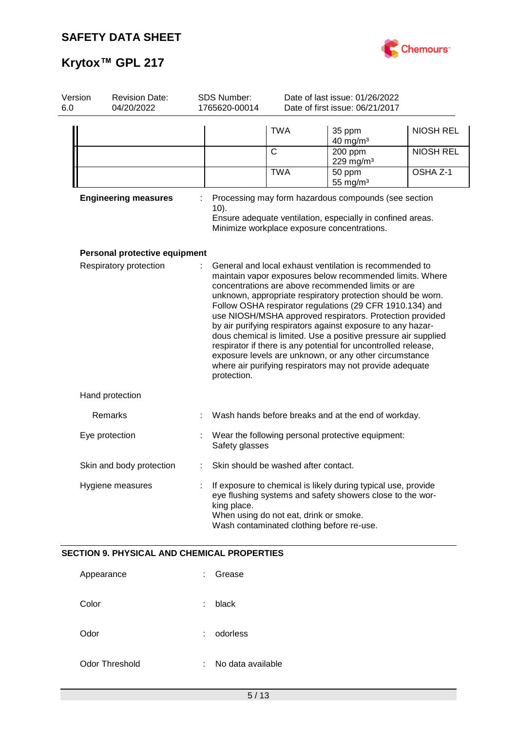| | | | | |
|---|---|---|---|---|
| | | TWA | 35 ppm<br>40 mg/m³ | NIOSH REL |
| | | C | 200 ppm<br>229 mg/m³ | NIOSH REL |
| | | TWA | 50 ppm<br>55 mg/m³ | OSHA Z-1 |

**Engineering measures** : Processing may form hazardous compounds (see section 10).
Ensure adequate ventilation, especially in confined areas.
Minimize workplace exposure concentrations.

**Personal protective equipment**

Respiratory protection : General and local exhaust ventilation is recommended to maintain vapor exposures below recommended limits. Where concentrations are above recommended limits or are unknown, appropriate respiratory protection should be worn. Follow OSHA respirator regulations (29 CFR 1910.134) and use NIOSH/MSHA approved respirators. Protection provided by air purifying respirators against exposure to any hazardous chemical is limited. Use a positive pressure air supplied respirator if there is any potential for uncontrolled release, exposure levels are unknown, or any other circumstance where air purifying respirators may not provide adequate protection.

Hand protection

Remarks : Wash hands before breaks and at the end of workday.

Eye protection : Wear the following personal protective equipment:
Safety glasses

Skin and body protection : Skin should be washed after contact.

Hygiene measures : If exposure to chemical is likely during typical use, provide eye flushing systems and safety showers close to the working place.
When using do not eat, drink or smoke.
Wash contaminated clothing before re-use.

## SECTION 9. PHYSICAL AND CHEMICAL PROPERTIES

Appearance : Grease

Color : black

Odor : odorless

Odor Threshold : No data available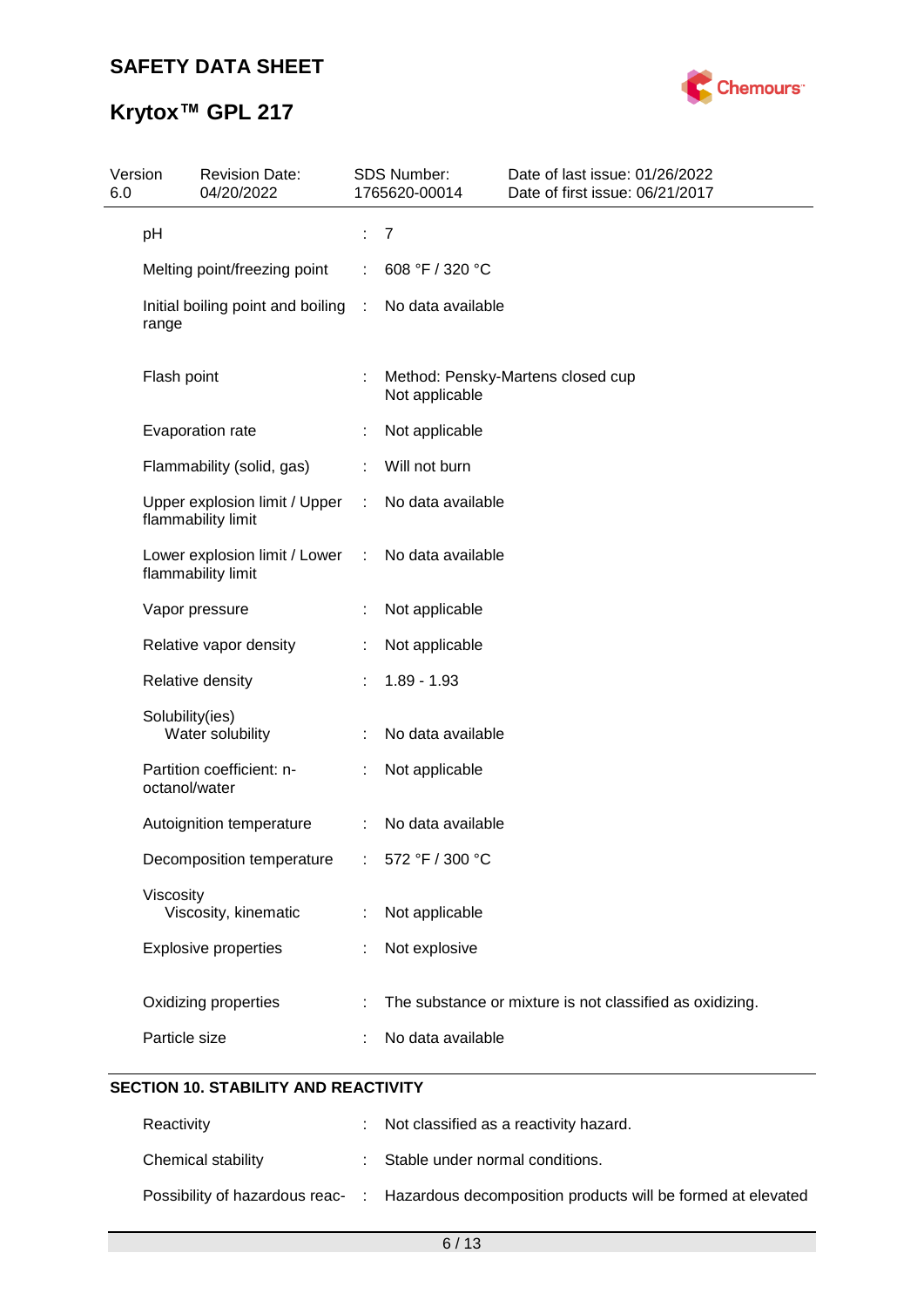| Property | | Value |
|---|---|---|
| pH | : | 7 |
| Melting point/freezing point | : | 608 °F / 320 °C |
| Initial boiling point and boiling range | : | No data available |
| Flash point | : | Method: Pensky-Martens closed cup<br>Not applicable |
| Evaporation rate | : | Not applicable |
| Flammability (solid, gas) | : | Will not burn |
| Upper explosion limit / Upper flammability limit | : | No data available |
| Lower explosion limit / Lower flammability limit | : | No data available |
| Vapor pressure | : | Not applicable |
| Relative vapor density | : | Not applicable |
| Relative density | : | 1.89 - 1.93 |
| Solubility(ies)<br>Water solubility | : | No data available |
| Partition coefficient: n-octanol/water | : | Not applicable |
| Autoignition temperature | : | No data available |
| Decomposition temperature | : | 572 °F / 300 °C |
| Viscosity<br>Viscosity, kinematic | : | Not applicable |
| Explosive properties | : | Not explosive |
| Oxidizing properties | : | The substance or mixture is not classified as oxidizing. |
| Particle size | : | No data available |

## SECTION 10. STABILITY AND REACTIVITY

| Property | | Value |
|---|---|---|
| Reactivity | : | Not classified as a reactivity hazard. |
| Chemical stability | : | Stable under normal conditions. |
| Possibility of hazardous reac- | : | Hazardous decomposition products will be formed at elevated |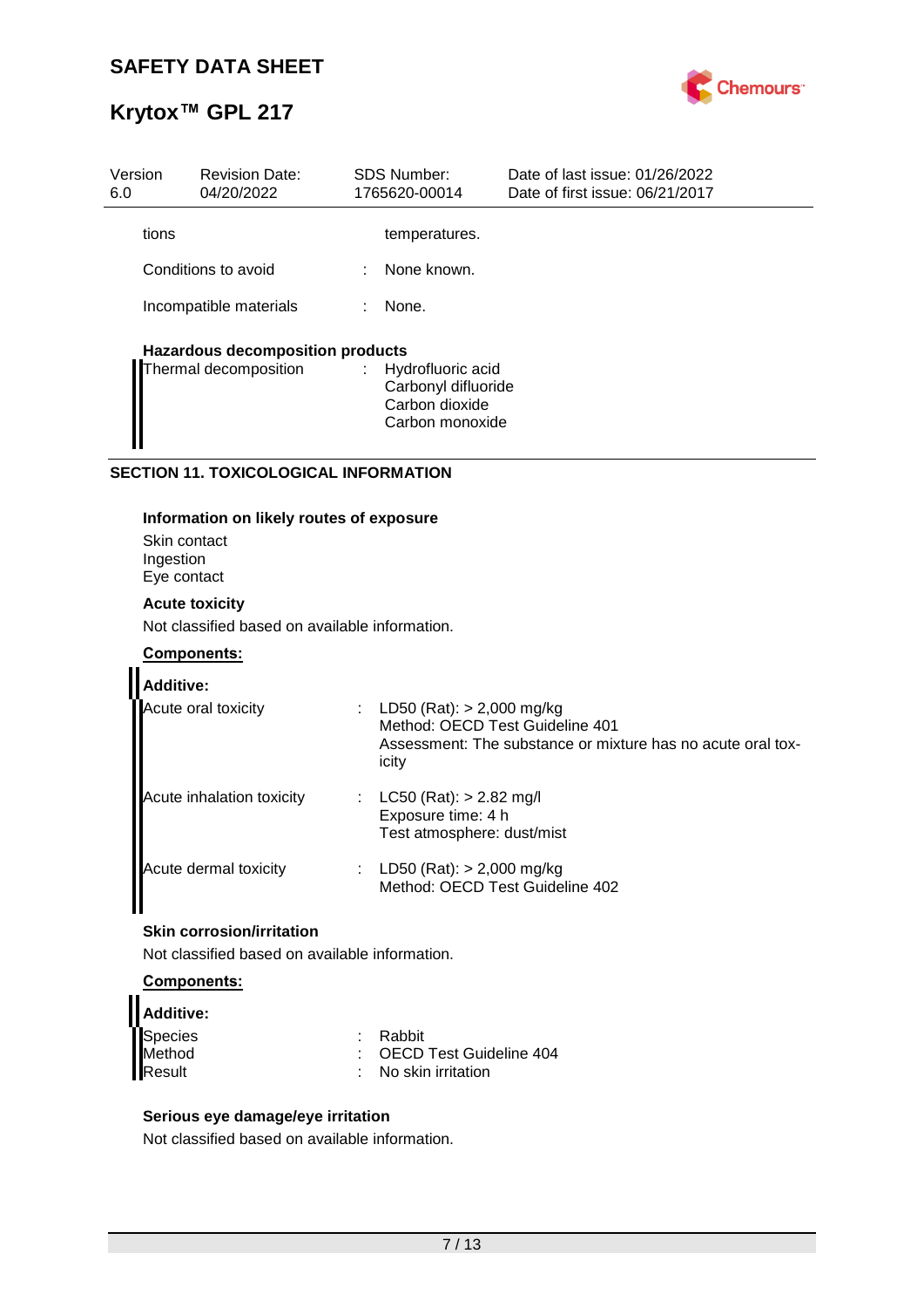| | | |
|---|---|---|
| tions | | temperatures. |
| Conditions to avoid | : | None known. |
| Incompatible materials | : | None. |

**Hazardous decomposition products**

| | | |
|---|---|---|
| Thermal decomposition | : | Hydrofluoric acid<br>Carbonyl difluoride<br>Carbon dioxide<br>Carbon monoxide |

## SECTION 11. TOXICOLOGICAL INFORMATION

**Information on likely routes of exposure**

Skin contact
Ingestion
Eye contact

**Acute toxicity**

Not classified based on available information.

**Components:**

**Additive:**

| | | |
|---|---|---|
| Acute oral toxicity | : | LD50 (Rat): > 2,000 mg/kg<br>Method: OECD Test Guideline 401<br>Assessment: The substance or mixture has no acute oral toxicity |
| Acute inhalation toxicity | : | LC50 (Rat): > 2.82 mg/l<br>Exposure time: 4 h<br>Test atmosphere: dust/mist |
| Acute dermal toxicity | : | LD50 (Rat): > 2,000 mg/kg<br>Method: OECD Test Guideline 402 |

**Skin corrosion/irritation**

Not classified based on available information.

**Components:**

**Additive:**

| | | |
|---|---|---|
| Species | : | Rabbit |
| Method | : | OECD Test Guideline 404 |
| Result | : | No skin irritation |

**Serious eye damage/eye irritation**

Not classified based on available information.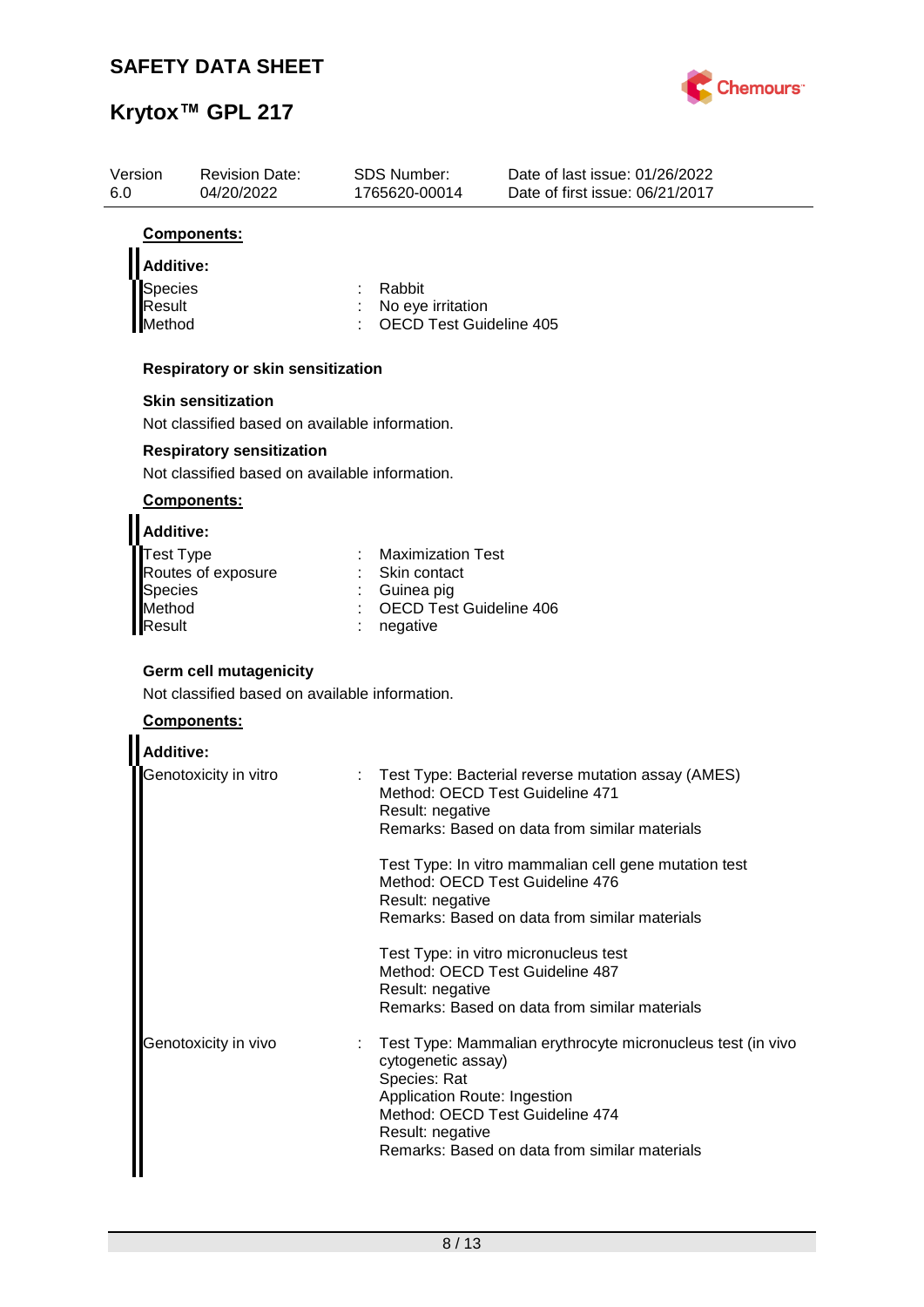**Components:**

**Additive:**

| | | |
|---|---|---|
| Species | : | Rabbit |
| Result | : | No eye irritation |
| Method | : | OECD Test Guideline 405 |

**Respiratory or skin sensitization**

**Skin sensitization**

Not classified based on available information.

**Respiratory sensitization**

Not classified based on available information.

**Components:**

**Additive:**

| | | |
|---|---|---|
| Test Type | : | Maximization Test |
| Routes of exposure | : | Skin contact |
| Species | : | Guinea pig |
| Method | : | OECD Test Guideline 406 |
| Result | : | negative |

**Germ cell mutagenicity**

Not classified based on available information.

**Components:**

**Additive:**

Genotoxicity in vitro :

Test Type: Bacterial reverse mutation assay (AMES)
Method: OECD Test Guideline 471
Result: negative
Remarks: Based on data from similar materials

Test Type: In vitro mammalian cell gene mutation test
Method: OECD Test Guideline 476
Result: negative
Remarks: Based on data from similar materials

Test Type: in vitro micronucleus test
Method: OECD Test Guideline 487
Result: negative
Remarks: Based on data from similar materials

Genotoxicity in vivo :

Test Type: Mammalian erythrocyte micronucleus test (in vivo cytogenetic assay)
Species: Rat
Application Route: Ingestion
Method: OECD Test Guideline 474
Result: negative
Remarks: Based on data from similar materials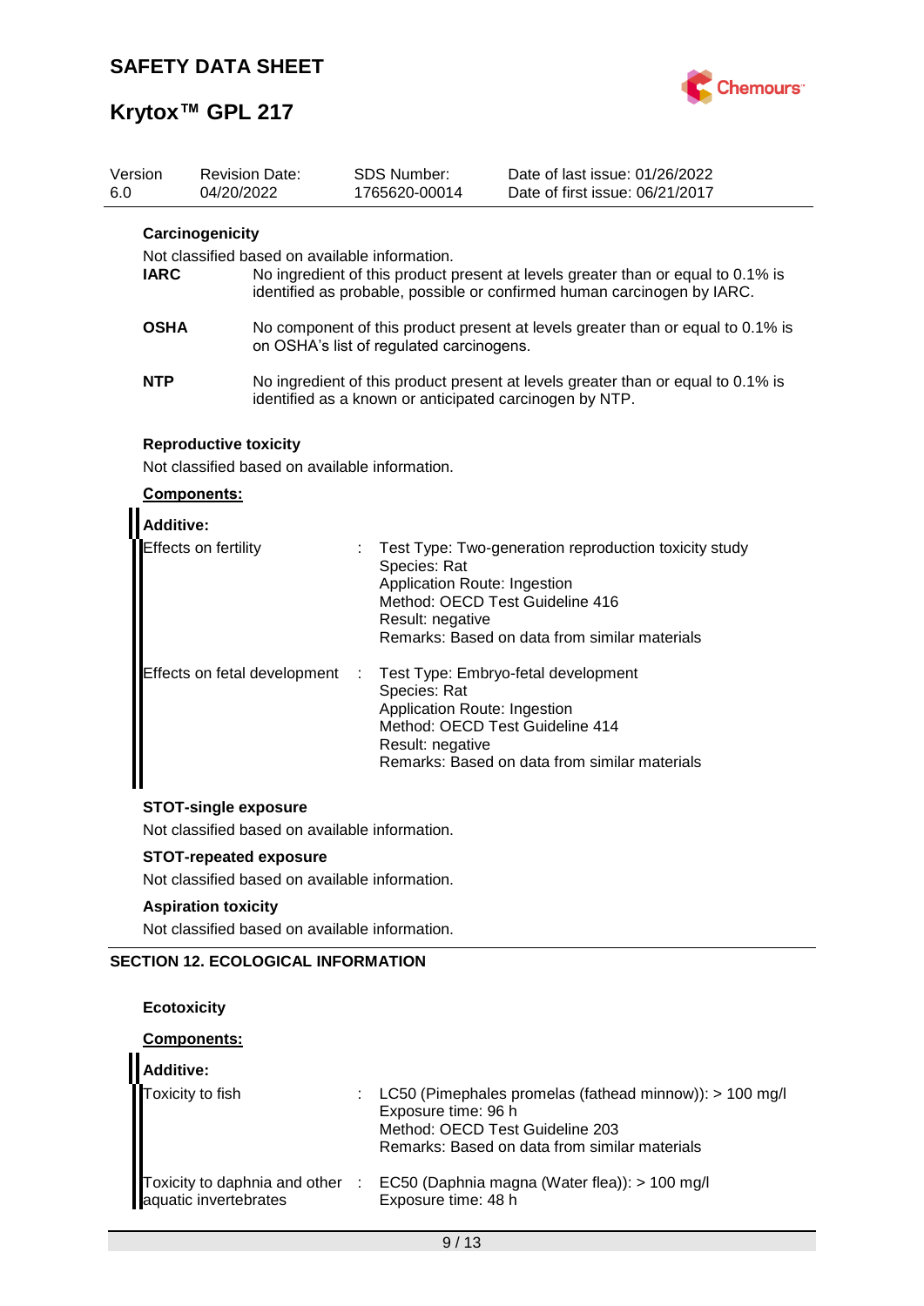| Version | Revision Date: | SDS Number: | Date of last issue: 01/26/2022 |
| --- | --- | --- | --- |
| 6.0 | 04/20/2022 | 1765620-00014 | Date of first issue: 06/21/2017 |

### Carcinogenicity

Not classified based on available information.

**IARC** No ingredient of this product present at levels greater than or equal to 0.1% is identified as probable, possible or confirmed human carcinogen by IARC.

**OSHA** No component of this product present at levels greater than or equal to 0.1% is on OSHA's list of regulated carcinogens.

**NTP** No ingredient of this product present at levels greater than or equal to 0.1% is identified as a known or anticipated carcinogen by NTP.

### Reproductive toxicity

Not classified based on available information.

**Components:**

**Additive:**

Effects on fertility : Test Type: Two-generation reproduction toxicity study
Species: Rat
Application Route: Ingestion
Method: OECD Test Guideline 416
Result: negative
Remarks: Based on data from similar materials

Effects on fetal development : Test Type: Embryo-fetal development
Species: Rat
Application Route: Ingestion
Method: OECD Test Guideline 414
Result: negative
Remarks: Based on data from similar materials

### STOT-single exposure

Not classified based on available information.

### STOT-repeated exposure

Not classified based on available information.

### Aspiration toxicity

Not classified based on available information.

## SECTION 12. ECOLOGICAL INFORMATION

### Ecotoxicity

**Components:**

**Additive:**

Toxicity to fish : LC50 (Pimephales promelas (fathead minnow)): > 100 mg/l
Exposure time: 96 h
Method: OECD Test Guideline 203
Remarks: Based on data from similar materials

Toxicity to daphnia and other aquatic invertebrates : EC50 (Daphnia magna (Water flea)): > 100 mg/l
Exposure time: 48 h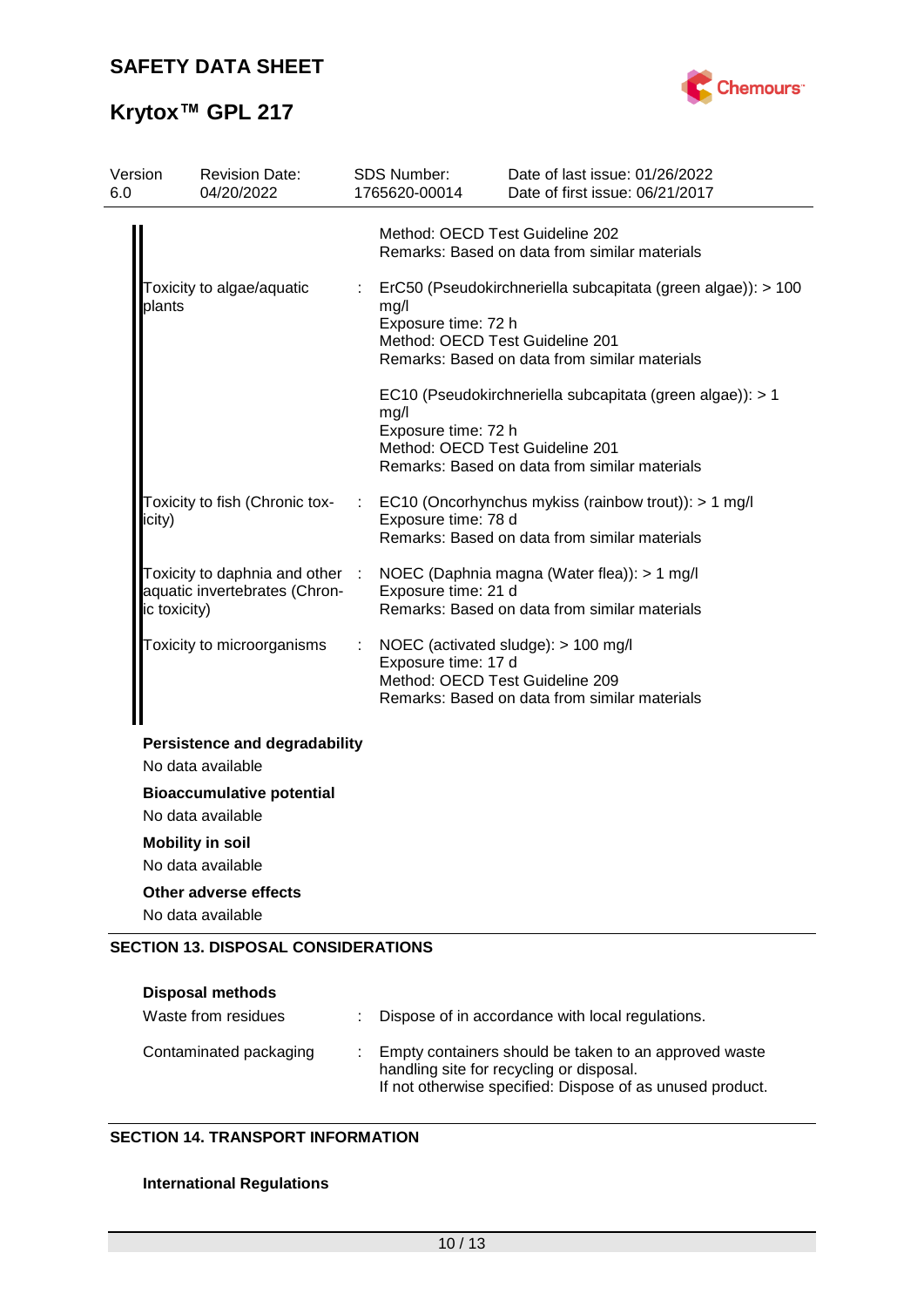| | | |
|---|---|---|
| | | Method: OECD Test Guideline 202<br>Remarks: Based on data from similar materials |
| Toxicity to algae/aquatic plants | : | ErC50 (Pseudokirchneriella subcapitata (green algae)): > 100 mg/l<br>Exposure time: 72 h<br>Method: OECD Test Guideline 201<br>Remarks: Based on data from similar materials |
| | | EC10 (Pseudokirchneriella subcapitata (green algae)): > 1 mg/l<br>Exposure time: 72 h<br>Method: OECD Test Guideline 201<br>Remarks: Based on data from similar materials |
| Toxicity to fish (Chronic toxicity) | : | EC10 (Oncorhynchus mykiss (rainbow trout)): > 1 mg/l<br>Exposure time: 78 d<br>Remarks: Based on data from similar materials |
| Toxicity to daphnia and other aquatic invertebrates (Chronic toxicity) | : | NOEC (Daphnia magna (Water flea)): > 1 mg/l<br>Exposure time: 21 d<br>Remarks: Based on data from similar materials |
| Toxicity to microorganisms | : | NOEC (activated sludge): > 100 mg/l<br>Exposure time: 17 d<br>Method: OECD Test Guideline 209<br>Remarks: Based on data from similar materials |

**Persistence and degradability**

No data available

**Bioaccumulative potential**

No data available

**Mobility in soil**

No data available

**Other adverse effects**

No data available

## SECTION 13. DISPOSAL CONSIDERATIONS

**Disposal methods**

| | | |
|---|---|---|
| Waste from residues | : | Dispose of in accordance with local regulations. |
| Contaminated packaging | : | Empty containers should be taken to an approved waste handling site for recycling or disposal.<br>If not otherwise specified: Dispose of as unused product. |

## SECTION 14. TRANSPORT INFORMATION

**International Regulations**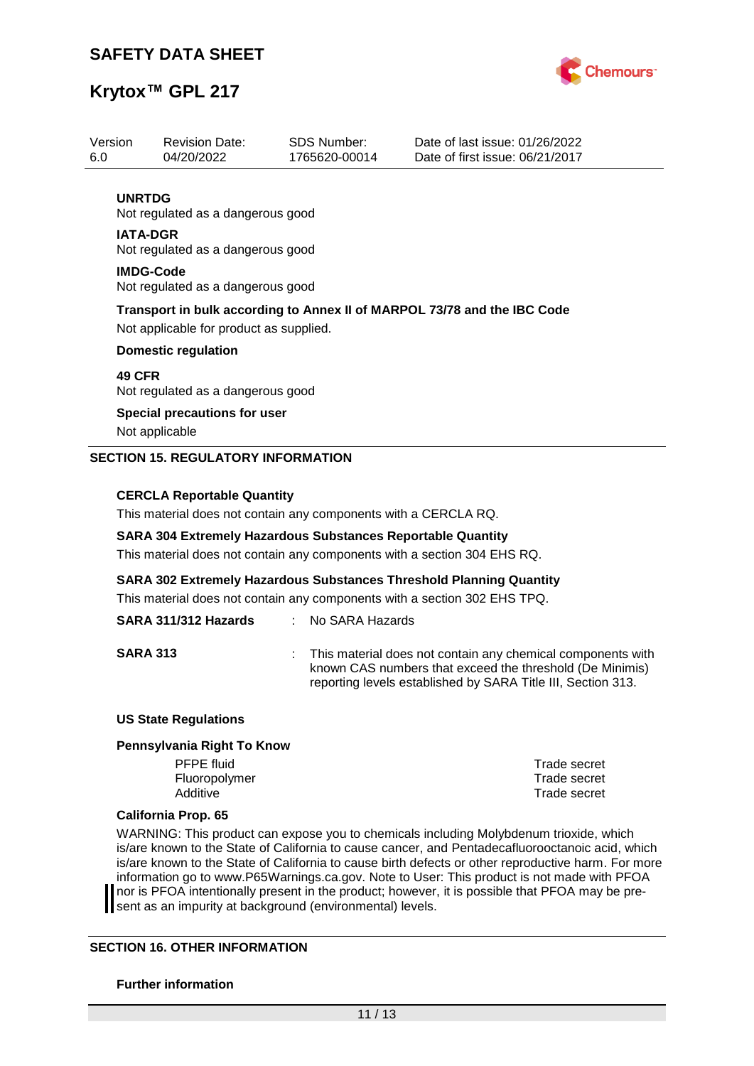**UNRTDG**
Not regulated as a dangerous good

**IATA-DGR**
Not regulated as a dangerous good

**IMDG-Code**
Not regulated as a dangerous good

**Transport in bulk according to Annex II of MARPOL 73/78 and the IBC Code**

Not applicable for product as supplied.

**Domestic regulation**

**49 CFR**
Not regulated as a dangerous good

**Special precautions for user**

Not applicable

## SECTION 15. REGULATORY INFORMATION

**CERCLA Reportable Quantity**

This material does not contain any components with a CERCLA RQ.

**SARA 304 Extremely Hazardous Substances Reportable Quantity**

This material does not contain any components with a section 304 EHS RQ.

**SARA 302 Extremely Hazardous Substances Threshold Planning Quantity**

This material does not contain any components with a section 302 EHS TPQ.

**SARA 311/312 Hazards** : No SARA Hazards

**SARA 313** : This material does not contain any chemical components with known CAS numbers that exceed the threshold (De Minimis) reporting levels established by SARA Title III, Section 313.

**US State Regulations**

**Pennsylvania Right To Know**

| | |
|---|---|
| PFPE fluid | Trade secret |
| Fluoropolymer | Trade secret |
| Additive | Trade secret |

**California Prop. 65**

WARNING: This product can expose you to chemicals including Molybdenum trioxide, which is/are known to the State of California to cause cancer, and Pentadecafluorooctanoic acid, which is/are known to the State of California to cause birth defects or other reproductive harm. For more information go to www.P65Warnings.ca.gov. Note to User: This product is not made with PFOA nor is PFOA intentionally present in the product; however, it is possible that PFOA may be present as an impurity at background (environmental) levels.

## SECTION 16. OTHER INFORMATION

**Further information**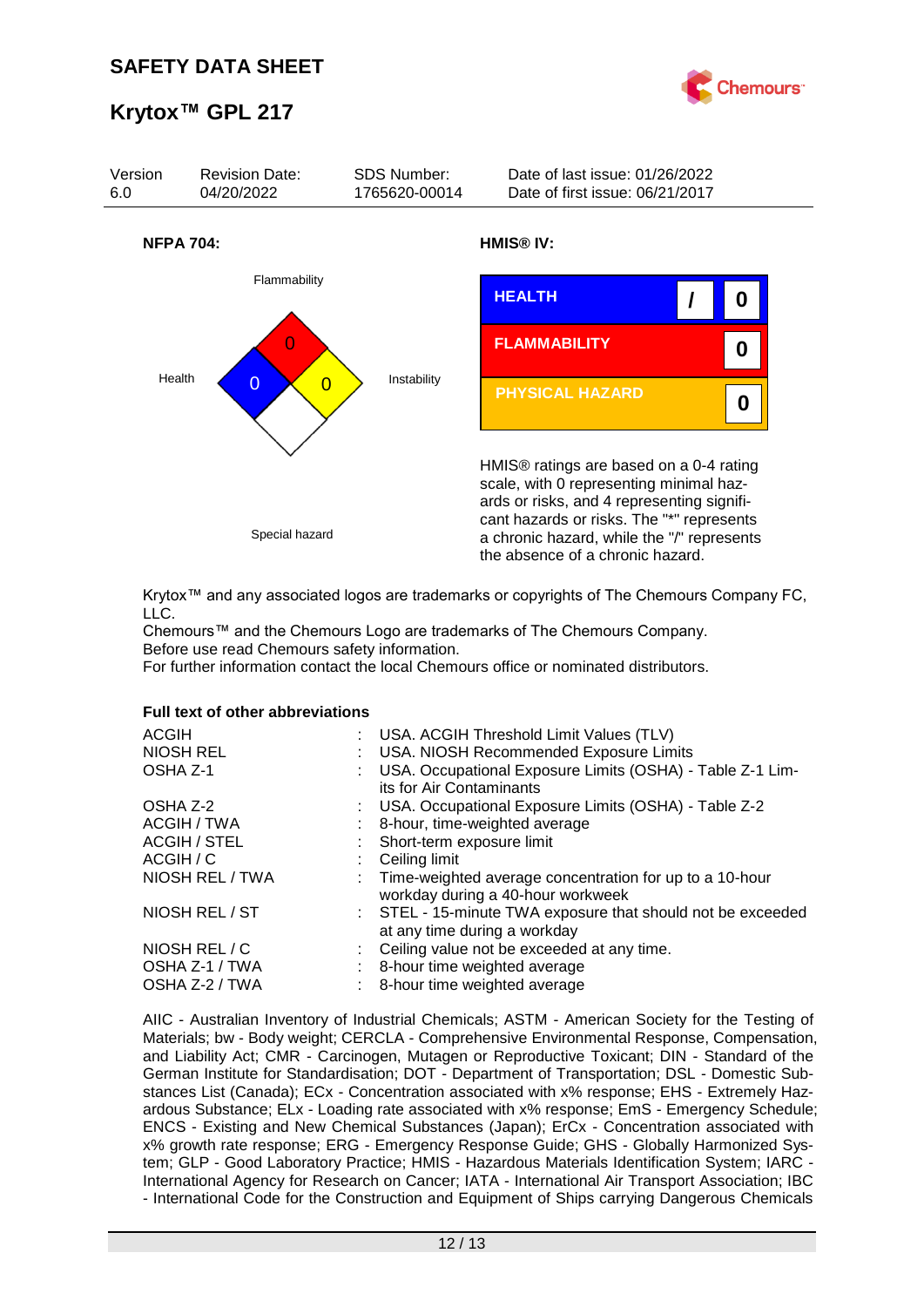# SAFETY DATA SHEET

## Krytox™ GPL 217

| Version | Revision Date: | SDS Number: | Date of last issue: 01/26/2022 |
|---|---|---|---|
| 6.0 | 04/20/2022 | 1765620-00014 | Date of first issue: 06/21/2017 |

**NFPA 704:**

Flammability: 0
Health: 0
Instability: 0
Special hazard

**HMIS® IV:**

| | | |
|---|---|---|
| HEALTH | / | 0 |
| FLAMMABILITY | | 0 |
| PHYSICAL HAZARD | | 0 |

HMIS® ratings are based on a 0-4 rating scale, with 0 representing minimal hazards or risks, and 4 representing significant hazards or risks. The "*" represents a chronic hazard, while the "/" represents the absence of a chronic hazard.

Krytox™ and any associated logos are trademarks or copyrights of The Chemours Company FC, LLC.
Chemours™ and the Chemours Logo are trademarks of The Chemours Company.
Before use read Chemours safety information.
For further information contact the local Chemours office or nominated distributors.

**Full text of other abbreviations**

| | | |
|---|---|---|
| ACGIH | : | USA. ACGIH Threshold Limit Values (TLV) |
| NIOSH REL | : | USA. NIOSH Recommended Exposure Limits |
| OSHA Z-1 | : | USA. Occupational Exposure Limits (OSHA) - Table Z-1 Limits for Air Contaminants |
| OSHA Z-2 | : | USA. Occupational Exposure Limits (OSHA) - Table Z-2 |
| ACGIH / TWA | : | 8-hour, time-weighted average |
| ACGIH / STEL | : | Short-term exposure limit |
| ACGIH / C | : | Ceiling limit |
| NIOSH REL / TWA | : | Time-weighted average concentration for up to a 10-hour workday during a 40-hour workweek |
| NIOSH REL / ST | : | STEL - 15-minute TWA exposure that should not be exceeded at any time during a workday |
| NIOSH REL / C | : | Ceiling value not be exceeded at any time. |
| OSHA Z-1 / TWA | : | 8-hour time weighted average |
| OSHA Z-2 / TWA | : | 8-hour time weighted average |

AIIC - Australian Inventory of Industrial Chemicals; ASTM - American Society for the Testing of Materials; bw - Body weight; CERCLA - Comprehensive Environmental Response, Compensation, and Liability Act; CMR - Carcinogen, Mutagen or Reproductive Toxicant; DIN - Standard of the German Institute for Standardisation; DOT - Department of Transportation; DSL - Domestic Substances List (Canada); ECx - Concentration associated with x% response; EHS - Extremely Hazardous Substance; ELx - Loading rate associated with x% response; EmS - Emergency Schedule; ENCS - Existing and New Chemical Substances (Japan); ErCx - Concentration associated with x% growth rate response; ERG - Emergency Response Guide; GHS - Globally Harmonized System; GLP - Good Laboratory Practice; HMIS - Hazardous Materials Identification System; IARC - International Agency for Research on Cancer; IATA - International Air Transport Association; IBC - International Code for the Construction and Equipment of Ships carrying Dangerous Chemicals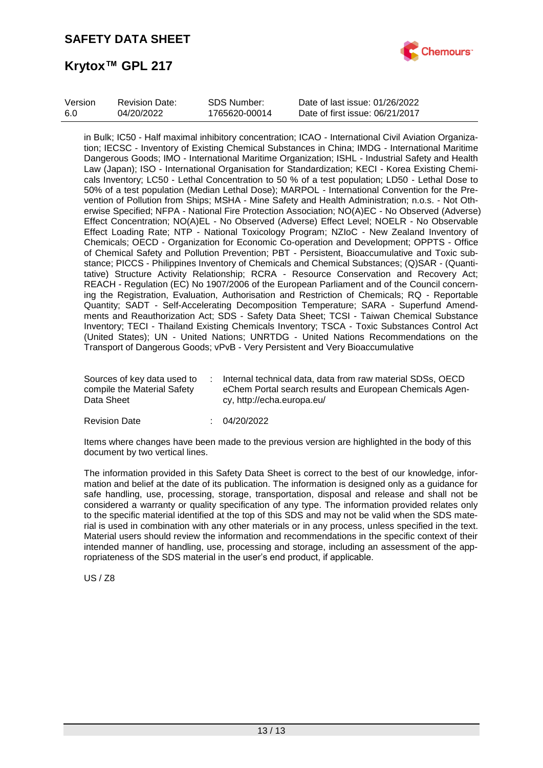in Bulk; IC50 - Half maximal inhibitory concentration; ICAO - International Civil Aviation Organization; IECSC - Inventory of Existing Chemical Substances in China; IMDG - International Maritime Dangerous Goods; IMO - International Maritime Organization; ISHL - Industrial Safety and Health Law (Japan); ISO - International Organisation for Standardization; KECI - Korea Existing Chemicals Inventory; LC50 - Lethal Concentration to 50 % of a test population; LD50 - Lethal Dose to 50% of a test population (Median Lethal Dose); MARPOL - International Convention for the Prevention of Pollution from Ships; MSHA - Mine Safety and Health Administration; n.o.s. - Not Otherwise Specified; NFPA - National Fire Protection Association; NO(A)EC - No Observed (Adverse) Effect Concentration; NO(A)EL - No Observed (Adverse) Effect Level; NOELR - No Observable Effect Loading Rate; NTP - National Toxicology Program; NZIoC - New Zealand Inventory of Chemicals; OECD - Organization for Economic Co-operation and Development; OPPTS - Office of Chemical Safety and Pollution Prevention; PBT - Persistent, Bioaccumulative and Toxic substance; PICCS - Philippines Inventory of Chemicals and Chemical Substances; (Q)SAR - (Quantitative) Structure Activity Relationship; RCRA - Resource Conservation and Recovery Act; REACH - Regulation (EC) No 1907/2006 of the European Parliament and of the Council concerning the Registration, Evaluation, Authorisation and Restriction of Chemicals; RQ - Reportable Quantity; SADT - Self-Accelerating Decomposition Temperature; SARA - Superfund Amendments and Reauthorization Act; SDS - Safety Data Sheet; TCSI - Taiwan Chemical Substance Inventory; TECI - Thailand Existing Chemicals Inventory; TSCA - Toxic Substances Control Act (United States); UN - United Nations; UNRTDG - United Nations Recommendations on the Transport of Dangerous Goods; vPvB - Very Persistent and Very Bioaccumulative

Sources of key data used to compile the Material Safety Data Sheet : Internal technical data, data from raw material SDSs, OECD eChem Portal search results and European Chemicals Agency, http://echa.europa.eu/

Revision Date : 04/20/2022

Items where changes have been made to the previous version are highlighted in the body of this document by two vertical lines.

The information provided in this Safety Data Sheet is correct to the best of our knowledge, information and belief at the date of its publication. The information is designed only as a guidance for safe handling, use, processing, storage, transportation, disposal and release and shall not be considered a warranty or quality specification of any type. The information provided relates only to the specific material identified at the top of this SDS and may not be valid when the SDS material is used in combination with any other materials or in any process, unless specified in the text. Material users should review the information and recommendations in the specific context of their intended manner of handling, use, processing and storage, including an assessment of the appropriateness of the SDS material in the user's end product, if applicable.

US / Z8